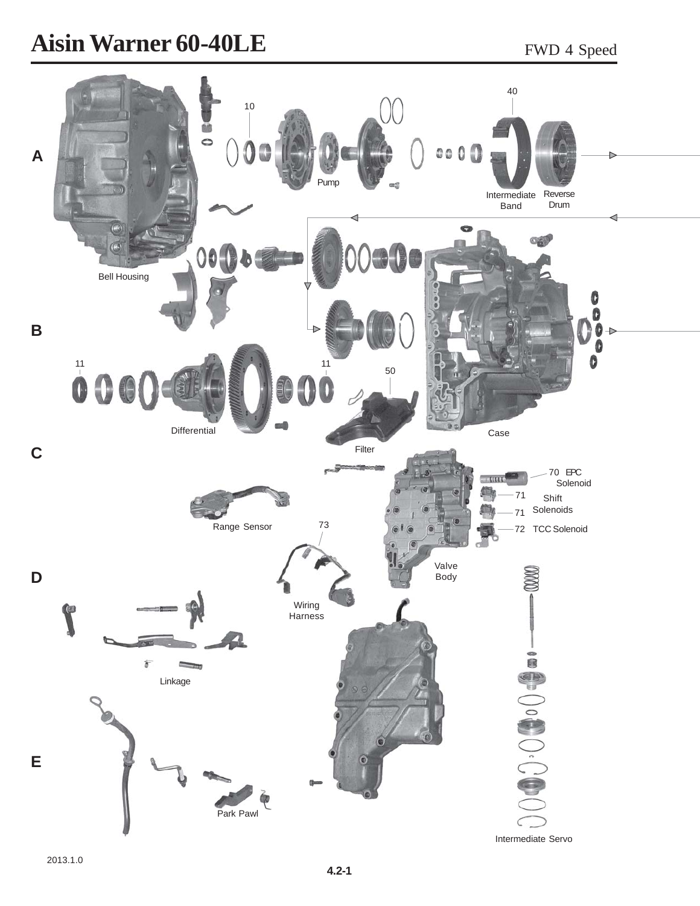# Aisin Warner 60-40LE

FWD 4 Speed

A

10

Pump

40

Intermediate Band

Reverse Drum

Bell Housing

B

11

11

50

Differential

Case

Filter

C

70 EPC Solenoid

71 Shift Solenoids

71

72 TCC Solenoid

Range Sensor

73

Valve Body

D

Wiring Harness

Linkage

E

Park Pawl

Intermediate Servo

2013.1.0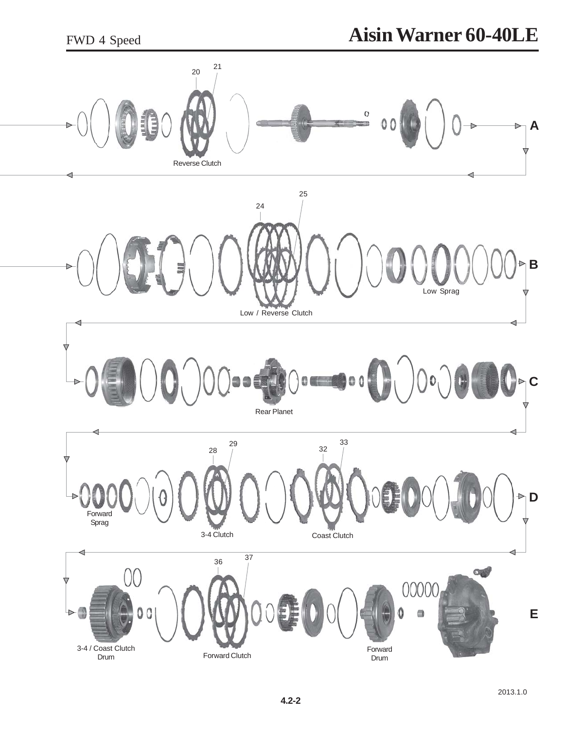Reverse Clutch

20

21

A

Low / Reverse Clutch

24

25

Low Sprag

B

Rear Planet

C

Forward Sprag

3-4 Clutch

28

29

Coast Clutch

32

33

D

3-4 / Coast Clutch Drum

Forward Clutch

36

37

Forward Drum

E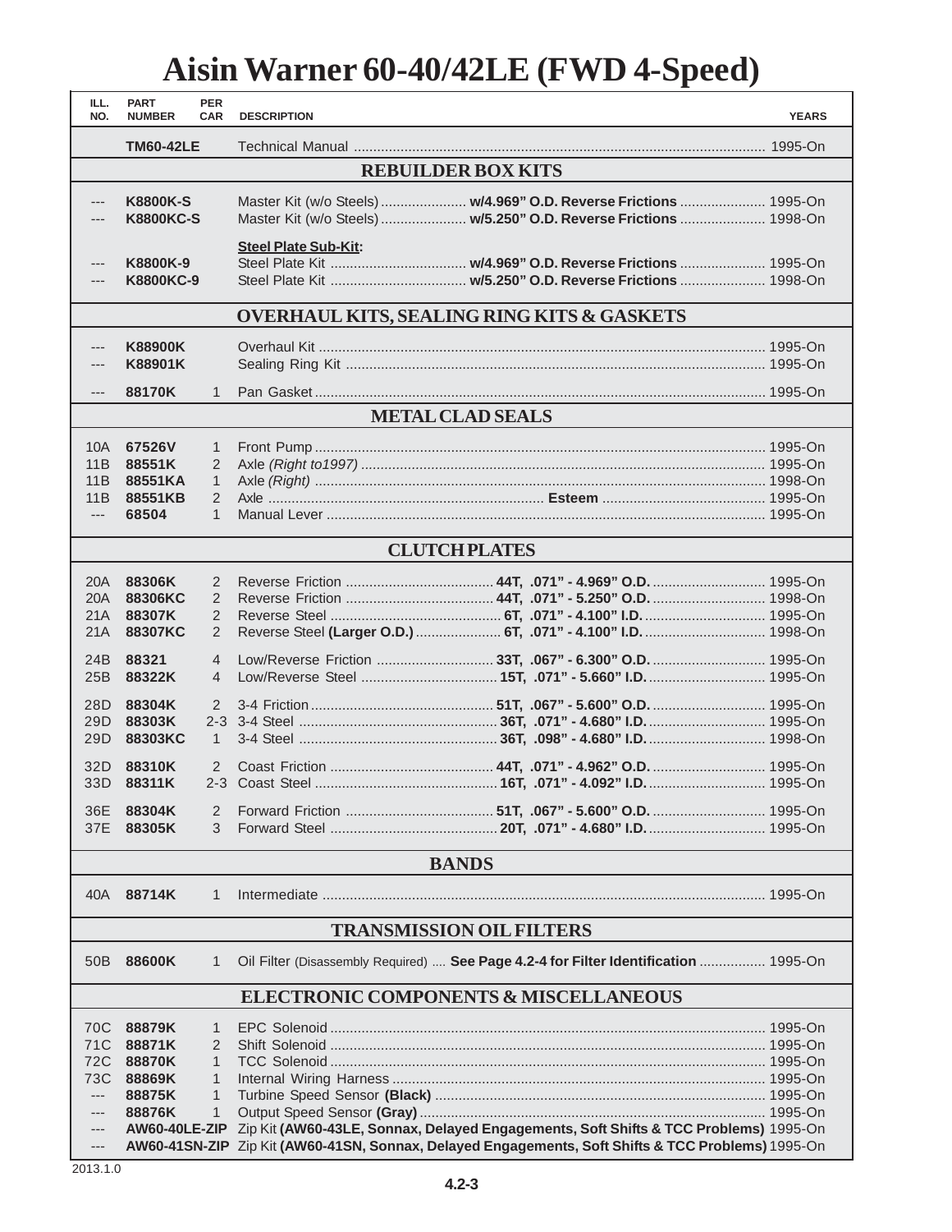# Aisin Warner 60-40/42LE (FWD 4-Speed)

| ILL. NO. | PART NUMBER | PER CAR | DESCRIPTION | YEARS |
|---|---|---|---|---|
| | **TM60-42LE** | | Technical Manual | 1995-On |
| | | | **REBUILDER BOX KITS** | |
| --- | **K8800K-S** | | Master Kit (w/o Steels) **w/4.969" O.D. Reverse Frictions** | 1995-On |
| --- | **K8800KC-S** | | Master Kit (w/o Steels) **w/5.250" O.D. Reverse Frictions** | 1998-On |
| | | | **Steel Plate Sub-Kit:** | |
| --- | **K8800K-9** | | Steel Plate Kit **w/4.969" O.D. Reverse Frictions** | 1995-On |
| --- | **K8800KC-9** | | Steel Plate Kit **w/5.250" O.D. Reverse Frictions** | 1998-On |
| | | | **OVERHAUL KITS, SEALING RING KITS & GASKETS** | |
| --- | **K88900K** | | Overhaul Kit | 1995-On |
| --- | **K88901K** | | Sealing Ring Kit | 1995-On |
| --- | **88170K** | 1 | Pan Gasket | 1995-On |
| | | | **METAL CLAD SEALS** | |
| 10A | **67526V** | 1 | Front Pump | 1995-On |
| 11B | **88551K** | 2 | Axle *(Right to1997)* | 1995-On |
| 11B | **88551KA** | 1 | Axle *(Right)* | 1998-On |
| 11B | **88551KB** | 2 | Axle **Esteem** | 1995-On |
| --- | **68504** | 1 | Manual Lever | 1995-On |
| | | | **CLUTCH PLATES** | |
| 20A | **88306K** | 2 | Reverse Friction **44T, .071" - 4.969" O.D.** | 1995-On |
| 20A | **88306KC** | 2 | Reverse Friction **44T, .071" - 5.250" O.D.** | 1998-On |
| 21A | **88307K** | 2 | Reverse Steel **6T, .071" - 4.100" I.D.** | 1995-On |
| 21A | **88307KC** | 2 | Reverse Steel **(Larger O.D.)** **6T, .071" - 4.100" I.D.** | 1998-On |
| 24B | **88321** | 4 | Low/Reverse Friction **33T, .067" - 6.300" O.D.** | 1995-On |
| 25B | **88322K** | 4 | Low/Reverse Steel **15T, .071" - 5.660" I.D.** | 1995-On |
| 28D | **88304K** | 2 | 3-4 Friction **51T, .067" - 5.600" O.D.** | 1995-On |
| 29D | **88303K** | 2-3 | 3-4 Steel **36T, .071" - 4.680" I.D.** | 1995-On |
| 29D | **88303KC** | 1 | 3-4 Steel **36T, .098" - 4.680" I.D.** | 1998-On |
| 32D | **88310K** | 2 | Coast Friction **44T, .071" - 4.962" O.D.** | 1995-On |
| 33D | **88311K** | 2-3 | Coast Steel **16T, .071" - 4.092" I.D.** | 1995-On |
| 36E | **88304K** | 2 | Forward Friction **51T, .067" - 5.600" O.D.** | 1995-On |
| 37E | **88305K** | 3 | Forward Steel **20T, .071" - 4.680" I.D.** | 1995-On |
| | | | **BANDS** | |
| 40A | **88714K** | 1 | Intermediate | 1995-On |
| | | | **TRANSMISSION OIL FILTERS** | |
| 50B | **88600K** | 1 | Oil Filter (Disassembly Required) **See Page 4.2-4 for Filter Identification** | 1995-On |
| | | | **ELECTRONIC COMPONENTS & MISCELLANEOUS** | |
| 70C | **88879K** | 1 | EPC Solenoid | 1995-On |
| 71C | **88871K** | 2 | Shift Solenoid | 1995-On |
| 72C | **88870K** | 1 | TCC Solenoid | 1995-On |
| 73C | **88869K** | 1 | Internal Wiring Harness | 1995-On |
| --- | **88875K** | 1 | Turbine Speed Sensor **(Black)** | 1995-On |
| --- | **88876K** | 1 | Output Speed Sensor **(Gray)** | 1995-On |
| --- | **AW60-40LE-ZIP** | | Zip Kit **(AW60-43LE, Sonnax, Delayed Engagements, Soft Shifts & TCC Problems)** | 1995-On |
| --- | **AW60-41SN-ZIP** | | Zip Kit **(AW60-41SN, Sonnax, Delayed Engagements, Soft Shifts & TCC Problems)** | 1995-On |

2013.1.0